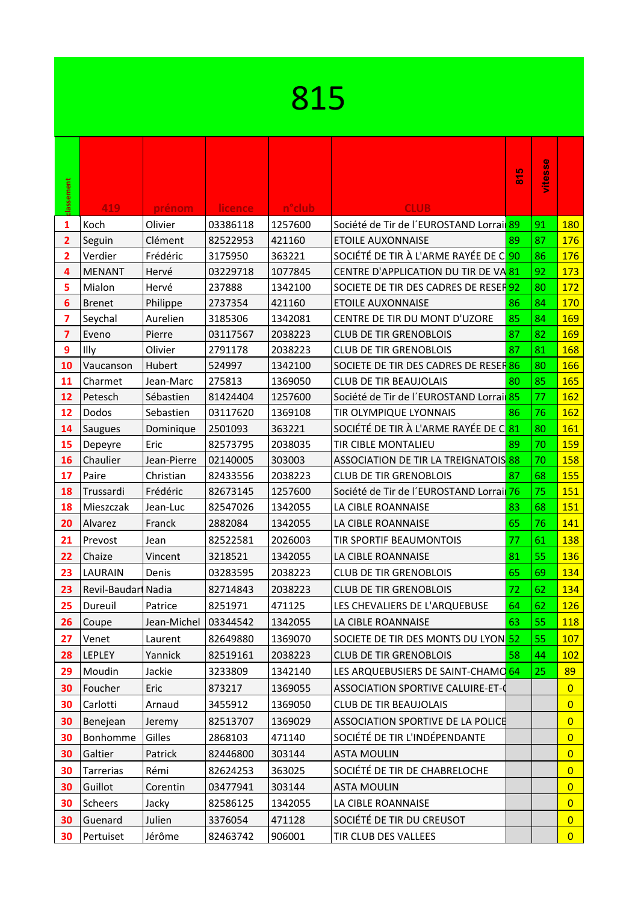# 815

| classement | 419 | prénom | licence | n°club | CLUB | 815 | vitesse | |
|---|---|---|---|---|---|---|---|---|
| 1 | Koch | Olivier | 03386118 | 1257600 | Société de Tir de l´EUROSTAND Lorrai | 89 | 91 | 180 |
| 2 | Seguin | Clément | 82522953 | 421160 | ETOILE AUXONNAISE | 89 | 87 | 176 |
| 2 | Verdier | Frédéric | 3175950 | 363221 | SOCIÉTÉ DE TIR À L'ARME RAYÉE DE C | 90 | 86 | 176 |
| 4 | MENANT | Hervé | 03229718 | 1077845 | CENTRE D'APPLICATION DU TIR DE VA | 81 | 92 | 173 |
| 5 | Mialon | Hervé | 237888 | 1342100 | SOCIETE DE TIR DES CADRES DE RESEF | 92 | 80 | 172 |
| 6 | Brenet | Philippe | 2737354 | 421160 | ETOILE AUXONNAISE | 86 | 84 | 170 |
| 7 | Seychal | Aurelien | 3185306 | 1342081 | CENTRE DE TIR DU MONT D'UZORE | 85 | 84 | 169 |
| 7 | Eveno | Pierre | 03117567 | 2038223 | CLUB DE TIR GRENOBLOIS | 87 | 82 | 169 |
| 9 | Illy | Olivier | 2791178 | 2038223 | CLUB DE TIR GRENOBLOIS | 87 | 81 | 168 |
| 10 | Vaucanson | Hubert | 524997 | 1342100 | SOCIETE DE TIR DES CADRES DE RESEF | 86 | 80 | 166 |
| 11 | Charmet | Jean-Marc | 275813 | 1369050 | CLUB DE TIR BEAUJOLAIS | 80 | 85 | 165 |
| 12 | Petesch | Sébastien | 81424404 | 1257600 | Société de Tir de l´EUROSTAND Lorrai | 85 | 77 | 162 |
| 12 | Dodos | Sebastien | 03117620 | 1369108 | TIR OLYMPIQUE LYONNAIS | 86 | 76 | 162 |
| 14 | Saugues | Dominique | 2501093 | 363221 | SOCIÉTÉ DE TIR À L'ARME RAYÉE DE C | 81 | 80 | 161 |
| 15 | Depeyre | Eric | 82573795 | 2038035 | TIR CIBLE MONTALIEU | 89 | 70 | 159 |
| 16 | Chaulier | Jean-Pierre | 02140005 | 303003 | ASSOCIATION DE TIR LA TREIGNATOIS | 88 | 70 | 158 |
| 17 | Paire | Christian | 82433556 | 2038223 | CLUB DE TIR GRENOBLOIS | 87 | 68 | 155 |
| 18 | Trussardi | Frédéric | 82673145 | 1257600 | Société de Tir de l´EUROSTAND Lorrai | 76 | 75 | 151 |
| 18 | Mieszczak | Jean-Luc | 82547026 | 1342055 | LA CIBLE ROANNAISE | 83 | 68 | 151 |
| 20 | Alvarez | Franck | 2882084 | 1342055 | LA CIBLE ROANNAISE | 65 | 76 | 141 |
| 21 | Prevost | Jean | 82522581 | 2026003 | TIR SPORTIF BEAUMONTOIS | 77 | 61 | 138 |
| 22 | Chaize | Vincent | 3218521 | 1342055 | LA CIBLE ROANNAISE | 81 | 55 | 136 |
| 23 | LAURAIN | Denis | 03283595 | 2038223 | CLUB DE TIR GRENOBLOIS | 65 | 69 | 134 |
| 23 | Revil-Baudart | Nadia | 82714843 | 2038223 | CLUB DE TIR GRENOBLOIS | 72 | 62 | 134 |
| 25 | Dureuil | Patrice | 8251971 | 471125 | LES CHEVALIERS DE L'ARQUEBUSE | 64 | 62 | 126 |
| 26 | Coupe | Jean-Michel | 03344542 | 1342055 | LA CIBLE ROANNAISE | 63 | 55 | 118 |
| 27 | Venet | Laurent | 82649880 | 1369070 | SOCIETE DE TIR DES MONTS DU LYON | 52 | 55 | 107 |
| 28 | LEPLEY | Yannick | 82519161 | 2038223 | CLUB DE TIR GRENOBLOIS | 58 | 44 | 102 |
| 29 | Moudin | Jackie | 3233809 | 1342140 | LES ARQUEBUSIERS DE SAINT-CHAMO | 64 | 25 | 89 |
| 30 | Foucher | Eric | 873217 | 1369055 | ASSOCIATION SPORTIVE CALUIRE-ET-( | | | 0 |
| 30 | Carlotti | Arnaud | 3455912 | 1369050 | CLUB DE TIR BEAUJOLAIS | | | 0 |
| 30 | Benejean | Jeremy | 82513707 | 1369029 | ASSOCIATION SPORTIVE DE LA POLICE | | | 0 |
| 30 | Bonhomme | Gilles | 2868103 | 471140 | SOCIÉTÉ DE TIR L'INDÉPENDANTE | | | 0 |
| 30 | Galtier | Patrick | 82446800 | 303144 | ASTA MOULIN | | | 0 |
| 30 | Tarrerias | Rémi | 82624253 | 363025 | SOCIÉTÉ DE TIR DE CHABRELOCHE | | | 0 |
| 30 | Guillot | Corentin | 03477941 | 303144 | ASTA MOULIN | | | 0 |
| 30 | Scheers | Jacky | 82586125 | 1342055 | LA CIBLE ROANNAISE | | | 0 |
| 30 | Guenard | Julien | 3376054 | 471128 | SOCIÉTÉ DE TIR DU CREUSOT | | | 0 |
| 30 | Pertuiset | Jérôme | 82463742 | 906001 | TIR CLUB DES VALLEES | | | 0 |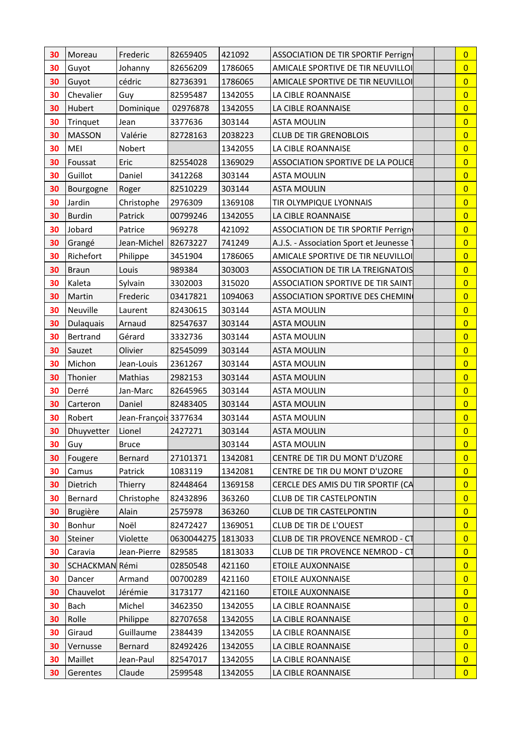| | | | | | | | | |
|---|---|---|---|---|---|---|---|---|
| 30 | Moreau | Frederic | 82659405 | 421092 | ASSOCIATION DE TIR SPORTIF Perrigny | | | 0 |
| 30 | Guyot | Johanny | 82656209 | 1786065 | AMICALE SPORTIVE DE TIR NEUVILLOI | | | 0 |
| 30 | Guyot | cédric | 82736391 | 1786065 | AMICALE SPORTIVE DE TIR NEUVILLOI | | | 0 |
| 30 | Chevalier | Guy | 82595487 | 1342055 | LA CIBLE ROANNAISE | | | 0 |
| 30 | Hubert | Dominique | 02976878 | 1342055 | LA CIBLE ROANNAISE | | | 0 |
| 30 | Trinquet | Jean | 3377636 | 303144 | ASTA MOULIN | | | 0 |
| 30 | MASSON | Valérie | 82728163 | 2038223 | CLUB DE TIR GRENOBLOIS | | | 0 |
| 30 | MEI | Nobert | | 1342055 | LA CIBLE ROANNAISE | | | 0 |
| 30 | Foussat | Eric | 82554028 | 1369029 | ASSOCIATION SPORTIVE DE LA POLICE | | | 0 |
| 30 | Guillot | Daniel | 3412268 | 303144 | ASTA MOULIN | | | 0 |
| 30 | Bourgogne | Roger | 82510229 | 303144 | ASTA MOULIN | | | 0 |
| 30 | Jardin | Christophe | 2976309 | 1369108 | TIR OLYMPIQUE LYONNAIS | | | 0 |
| 30 | Burdin | Patrick | 00799246 | 1342055 | LA CIBLE ROANNAISE | | | 0 |
| 30 | Jobard | Patrice | 969278 | 421092 | ASSOCIATION DE TIR SPORTIF Perrigny | | | 0 |
| 30 | Grangé | Jean-Michel | 82673227 | 741249 | A.J.S. - Association Sport et Jeunesse T | | | 0 |
| 30 | Richefort | Philippe | 3451904 | 1786065 | AMICALE SPORTIVE DE TIR NEUVILLOI | | | 0 |
| 30 | Braun | Louis | 989384 | 303003 | ASSOCIATION DE TIR LA TREIGNATOIS | | | 0 |
| 30 | Kaleta | Sylvain | 3302003 | 315020 | ASSOCIATION SPORTIVE DE TIR SAINT | | | 0 |
| 30 | Martin | Frederic | 03417821 | 1094063 | ASSOCIATION SPORTIVE DES CHEMIN | | | 0 |
| 30 | Neuville | Laurent | 82430615 | 303144 | ASTA MOULIN | | | 0 |
| 30 | Dulaquais | Arnaud | 82547637 | 303144 | ASTA MOULIN | | | 0 |
| 30 | Bertrand | Gérard | 3332736 | 303144 | ASTA MOULIN | | | 0 |
| 30 | Sauzet | Olivier | 82545099 | 303144 | ASTA MOULIN | | | 0 |
| 30 | Michon | Jean-Louis | 2361267 | 303144 | ASTA MOULIN | | | 0 |
| 30 | Thonier | Mathias | 2982153 | 303144 | ASTA MOULIN | | | 0 |
| 30 | Derré | Jan-Marc | 82645965 | 303144 | ASTA MOULIN | | | 0 |
| 30 | Carteron | Daniel | 82483405 | 303144 | ASTA MOULIN | | | 0 |
| 30 | Robert | Jean-François | 3377634 | 303144 | ASTA MOULIN | | | 0 |
| 30 | Dhuyvetter | Lionel | 2427271 | 303144 | ASTA MOULIN | | | 0 |
| 30 | Guy | Bruce | | 303144 | ASTA MOULIN | | | 0 |
| 30 | Fougere | Bernard | 27101371 | 1342081 | CENTRE DE TIR DU MONT D'UZORE | | | 0 |
| 30 | Camus | Patrick | 1083119 | 1342081 | CENTRE DE TIR DU MONT D'UZORE | | | 0 |
| 30 | Dietrich | Thierry | 82448464 | 1369158 | CERCLE DES AMIS DU TIR SPORTIF (CA | | | 0 |
| 30 | Bernard | Christophe | 82432896 | 363260 | CLUB DE TIR CASTELPONTIN | | | 0 |
| 30 | Brugière | Alain | 2575978 | 363260 | CLUB DE TIR CASTELPONTIN | | | 0 |
| 30 | Bonhur | Noël | 82472427 | 1369051 | CLUB DE TIR DE L'OUEST | | | 0 |
| 30 | Steiner | Violette | 0630044275 | 1813033 | CLUB DE TIR PROVENCE NEMROD - CT | | | 0 |
| 30 | Caravia | Jean-Pierre | 829585 | 1813033 | CLUB DE TIR PROVENCE NEMROD - CT | | | 0 |
| 30 | SCHACKMAN | Rémi | 02850548 | 421160 | ETOILE AUXONNAISE | | | 0 |
| 30 | Dancer | Armand | 00700289 | 421160 | ETOILE AUXONNAISE | | | 0 |
| 30 | Chauvelot | Jérémie | 3173177 | 421160 | ETOILE AUXONNAISE | | | 0 |
| 30 | Bach | Michel | 3462350 | 1342055 | LA CIBLE ROANNAISE | | | 0 |
| 30 | Rolle | Philippe | 82707658 | 1342055 | LA CIBLE ROANNAISE | | | 0 |
| 30 | Giraud | Guillaume | 2384439 | 1342055 | LA CIBLE ROANNAISE | | | 0 |
| 30 | Vernusse | Bernard | 82492426 | 1342055 | LA CIBLE ROANNAISE | | | 0 |
| 30 | Maillet | Jean-Paul | 82547017 | 1342055 | LA CIBLE ROANNAISE | | | 0 |
| 30 | Gerentes | Claude | 2599548 | 1342055 | LA CIBLE ROANNAISE | | | 0 |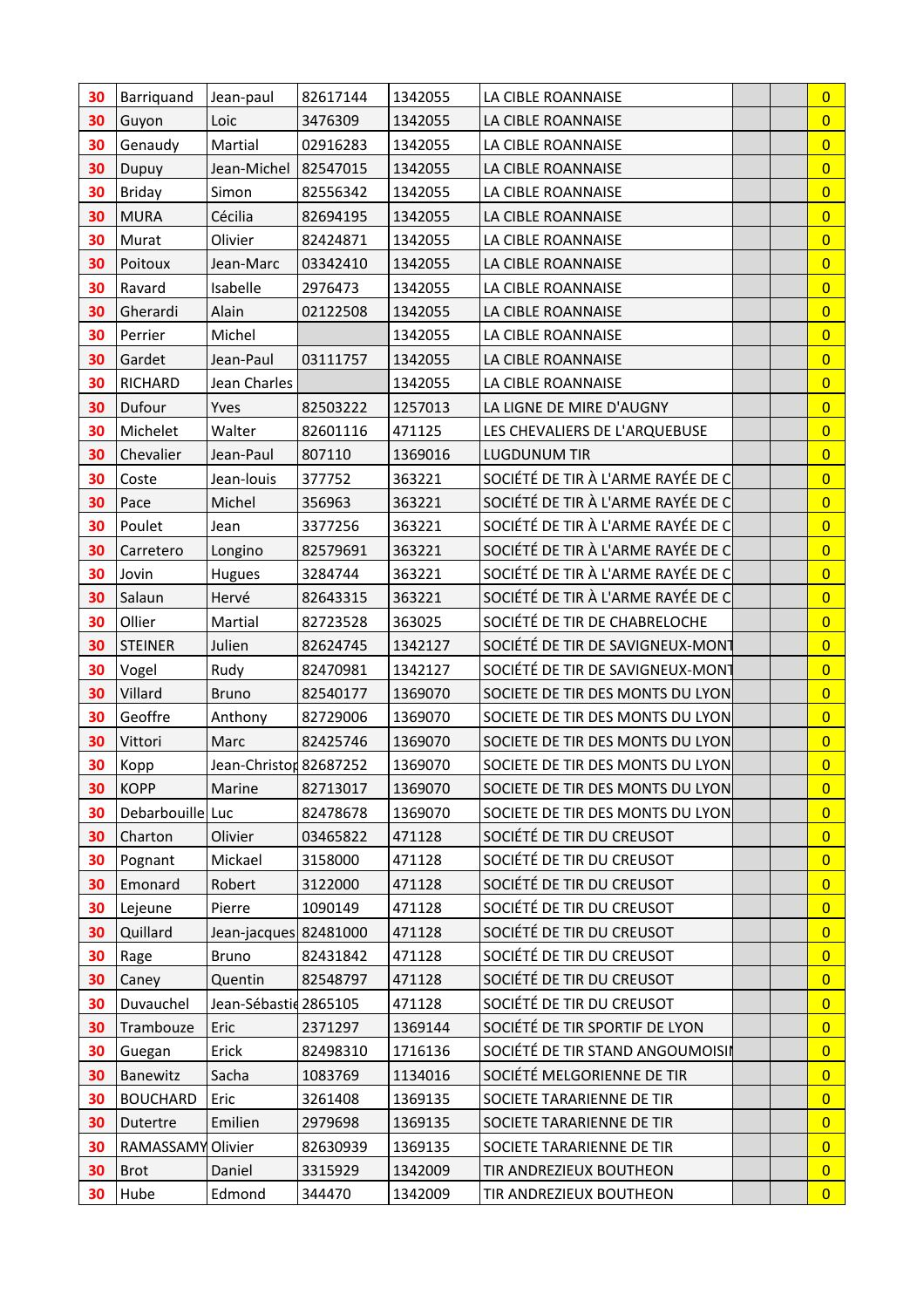| | | | | | | | | |
|---|---|---|---|---|---|---|---|---|
| 30 | Barriquand | Jean-paul | 82617144 | 1342055 | LA CIBLE ROANNAISE | | | 0 |
| 30 | Guyon | Loic | 3476309 | 1342055 | LA CIBLE ROANNAISE | | | 0 |
| 30 | Genaudy | Martial | 02916283 | 1342055 | LA CIBLE ROANNAISE | | | 0 |
| 30 | Dupuy | Jean-Michel | 82547015 | 1342055 | LA CIBLE ROANNAISE | | | 0 |
| 30 | Briday | Simon | 82556342 | 1342055 | LA CIBLE ROANNAISE | | | 0 |
| 30 | MURA | Cécilia | 82694195 | 1342055 | LA CIBLE ROANNAISE | | | 0 |
| 30 | Murat | Olivier | 82424871 | 1342055 | LA CIBLE ROANNAISE | | | 0 |
| 30 | Poitoux | Jean-Marc | 03342410 | 1342055 | LA CIBLE ROANNAISE | | | 0 |
| 30 | Ravard | Isabelle | 2976473 | 1342055 | LA CIBLE ROANNAISE | | | 0 |
| 30 | Gherardi | Alain | 02122508 | 1342055 | LA CIBLE ROANNAISE | | | 0 |
| 30 | Perrier | Michel | | 1342055 | LA CIBLE ROANNAISE | | | 0 |
| 30 | Gardet | Jean-Paul | 03111757 | 1342055 | LA CIBLE ROANNAISE | | | 0 |
| 30 | RICHARD | Jean Charles | | 1342055 | LA CIBLE ROANNAISE | | | 0 |
| 30 | Dufour | Yves | 82503222 | 1257013 | LA LIGNE DE MIRE D'AUGNY | | | 0 |
| 30 | Michelet | Walter | 82601116 | 471125 | LES CHEVALIERS DE L'ARQUEBUSE | | | 0 |
| 30 | Chevalier | Jean-Paul | 807110 | 1369016 | LUGDUNUM TIR | | | 0 |
| 30 | Coste | Jean-louis | 377752 | 363221 | SOCIÉTÉ DE TIR À L'ARME RAYÉE DE C | | | 0 |
| 30 | Pace | Michel | 356963 | 363221 | SOCIÉTÉ DE TIR À L'ARME RAYÉE DE C | | | 0 |
| 30 | Poulet | Jean | 3377256 | 363221 | SOCIÉTÉ DE TIR À L'ARME RAYÉE DE C | | | 0 |
| 30 | Carretero | Longino | 82579691 | 363221 | SOCIÉTÉ DE TIR À L'ARME RAYÉE DE C | | | 0 |
| 30 | Jovin | Hugues | 3284744 | 363221 | SOCIÉTÉ DE TIR À L'ARME RAYÉE DE C | | | 0 |
| 30 | Salaun | Hervé | 82643315 | 363221 | SOCIÉTÉ DE TIR À L'ARME RAYÉE DE C | | | 0 |
| 30 | Ollier | Martial | 82723528 | 363025 | SOCIÉTÉ DE TIR DE CHABRELOCHE | | | 0 |
| 30 | STEINER | Julien | 82624745 | 1342127 | SOCIÉTÉ DE TIR DE SAVIGNEUX-MONT | | | 0 |
| 30 | Vogel | Rudy | 82470981 | 1342127 | SOCIÉTÉ DE TIR DE SAVIGNEUX-MONT | | | 0 |
| 30 | Villard | Bruno | 82540177 | 1369070 | SOCIETE DE TIR DES MONTS DU LYON | | | 0 |
| 30 | Geoffre | Anthony | 82729006 | 1369070 | SOCIETE DE TIR DES MONTS DU LYON | | | 0 |
| 30 | Vittori | Marc | 82425746 | 1369070 | SOCIETE DE TIR DES MONTS DU LYON | | | 0 |
| 30 | Kopp | Jean-Christop | 82687252 | 1369070 | SOCIETE DE TIR DES MONTS DU LYON | | | 0 |
| 30 | KOPP | Marine | 82713017 | 1369070 | SOCIETE DE TIR DES MONTS DU LYON | | | 0 |
| 30 | Debarbouille | Luc | 82478678 | 1369070 | SOCIETE DE TIR DES MONTS DU LYON | | | 0 |
| 30 | Charton | Olivier | 03465822 | 471128 | SOCIÉTÉ DE TIR DU CREUSOT | | | 0 |
| 30 | Pognant | Mickael | 3158000 | 471128 | SOCIÉTÉ DE TIR DU CREUSOT | | | 0 |
| 30 | Emonard | Robert | 3122000 | 471128 | SOCIÉTÉ DE TIR DU CREUSOT | | | 0 |
| 30 | Lejeune | Pierre | 1090149 | 471128 | SOCIÉTÉ DE TIR DU CREUSOT | | | 0 |
| 30 | Quillard | Jean-jacques | 82481000 | 471128 | SOCIÉTÉ DE TIR DU CREUSOT | | | 0 |
| 30 | Rage | Bruno | 82431842 | 471128 | SOCIÉTÉ DE TIR DU CREUSOT | | | 0 |
| 30 | Caney | Quentin | 82548797 | 471128 | SOCIÉTÉ DE TIR DU CREUSOT | | | 0 |
| 30 | Duvauchel | Jean-Sébastie | 2865105 | 471128 | SOCIÉTÉ DE TIR DU CREUSOT | | | 0 |
| 30 | Trambouze | Eric | 2371297 | 1369144 | SOCIÉTÉ DE TIR SPORTIF DE LYON | | | 0 |
| 30 | Guegan | Erick | 82498310 | 1716136 | SOCIÉTÉ DE TIR STAND ANGOUMOISI | | | 0 |
| 30 | Banewitz | Sacha | 1083769 | 1134016 | SOCIÉTÉ MELGORIENNE DE TIR | | | 0 |
| 30 | BOUCHARD | Eric | 3261408 | 1369135 | SOCIETE TARARIENNE DE TIR | | | 0 |
| 30 | Dutertre | Emilien | 2979698 | 1369135 | SOCIETE TARARIENNE DE TIR | | | 0 |
| 30 | RAMASSAMY | Olivier | 82630939 | 1369135 | SOCIETE TARARIENNE DE TIR | | | 0 |
| 30 | Brot | Daniel | 3315929 | 1342009 | TIR ANDREZIEUX BOUTHEON | | | 0 |
| 30 | Hube | Edmond | 344470 | 1342009 | TIR ANDREZIEUX BOUTHEON | | | 0 |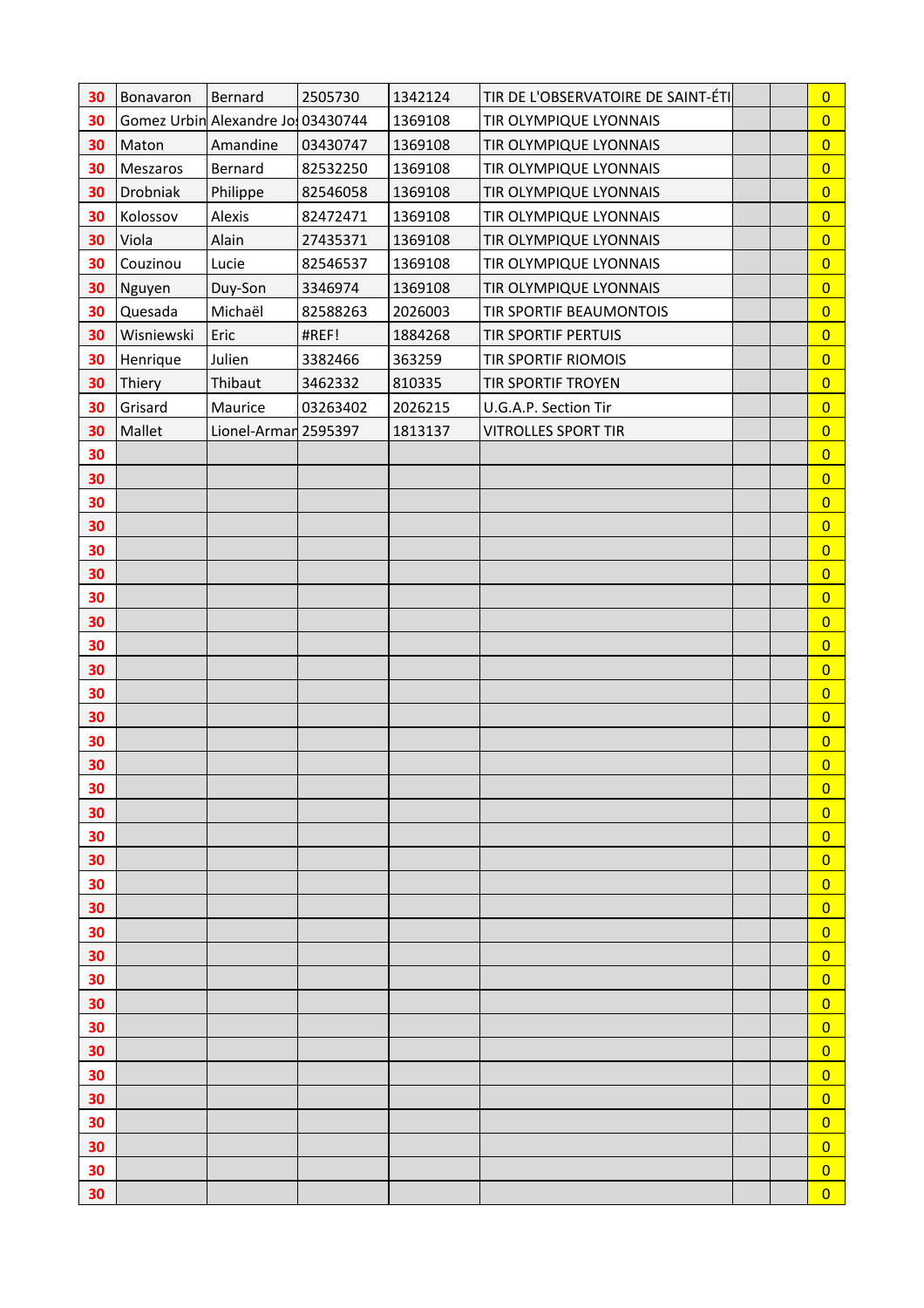| | | | | | | | | |
|---|---|---|---|---|---|---|---|---|
| 30 | Bonavaron | Bernard | 2505730 | 1342124 | TIR DE L'OBSERVATOIRE DE SAINT-ÉTI | | | 0 |
| 30 | Gomez Urbin | Alexandre Jo | 03430744 | 1369108 | TIR OLYMPIQUE LYONNAIS | | | 0 |
| 30 | Maton | Amandine | 03430747 | 1369108 | TIR OLYMPIQUE LYONNAIS | | | 0 |
| 30 | Meszaros | Bernard | 82532250 | 1369108 | TIR OLYMPIQUE LYONNAIS | | | 0 |
| 30 | Drobniak | Philippe | 82546058 | 1369108 | TIR OLYMPIQUE LYONNAIS | | | 0 |
| 30 | Kolossov | Alexis | 82472471 | 1369108 | TIR OLYMPIQUE LYONNAIS | | | 0 |
| 30 | Viola | Alain | 27435371 | 1369108 | TIR OLYMPIQUE LYONNAIS | | | 0 |
| 30 | Couzinou | Lucie | 82546537 | 1369108 | TIR OLYMPIQUE LYONNAIS | | | 0 |
| 30 | Nguyen | Duy-Son | 3346974 | 1369108 | TIR OLYMPIQUE LYONNAIS | | | 0 |
| 30 | Quesada | Michaël | 82588263 | 2026003 | TIR SPORTIF BEAUMONTOIS | | | 0 |
| 30 | Wisniewski | Eric | #REF! | 1884268 | TIR SPORTIF PERTUIS | | | 0 |
| 30 | Henrique | Julien | 3382466 | 363259 | TIR SPORTIF RIOMOIS | | | 0 |
| 30 | Thiery | Thibaut | 3462332 | 810335 | TIR SPORTIF TROYEN | | | 0 |
| 30 | Grisard | Maurice | 03263402 | 2026215 | U.G.A.P. Section Tir | | | 0 |
| 30 | Mallet | Lionel-Armar | 2595397 | 1813137 | VITROLLES SPORT TIR | | | 0 |
| 30 | | | | | | | | 0 |
| 30 | | | | | | | | 0 |
| 30 | | | | | | | | 0 |
| 30 | | | | | | | | 0 |
| 30 | | | | | | | | 0 |
| 30 | | | | | | | | 0 |
| 30 | | | | | | | | 0 |
| 30 | | | | | | | | 0 |
| 30 | | | | | | | | 0 |
| 30 | | | | | | | | 0 |
| 30 | | | | | | | | 0 |
| 30 | | | | | | | | 0 |
| 30 | | | | | | | | 0 |
| 30 | | | | | | | | 0 |
| 30 | | | | | | | | 0 |
| 30 | | | | | | | | 0 |
| 30 | | | | | | | | 0 |
| 30 | | | | | | | | 0 |
| 30 | | | | | | | | 0 |
| 30 | | | | | | | | 0 |
| 30 | | | | | | | | 0 |
| 30 | | | | | | | | 0 |
| 30 | | | | | | | | 0 |
| 30 | | | | | | | | 0 |
| 30 | | | | | | | | 0 |
| 30 | | | | | | | | 0 |
| 30 | | | | | | | | 0 |
| 30 | | | | | | | | 0 |
| 30 | | | | | | | | 0 |
| 30 | | | | | | | | 0 |
| 30 | | | | | | | | 0 |
| 30 | | | | | | | | 0 |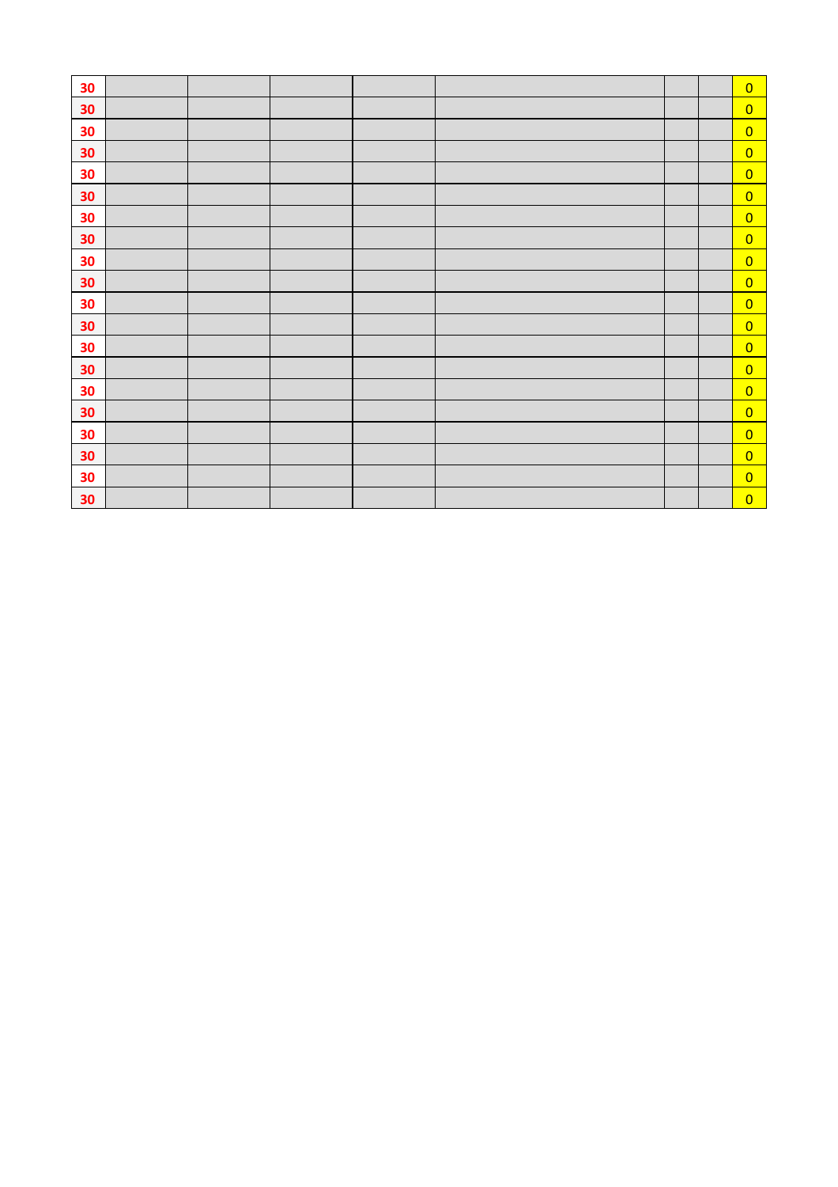| | | | | | | | | |
|---|---|---|---|---|---|---|---|---|
| 30 | | | | | | | | 0 |
| 30 | | | | | | | | 0 |
| 30 | | | | | | | | 0 |
| 30 | | | | | | | | 0 |
| 30 | | | | | | | | 0 |
| 30 | | | | | | | | 0 |
| 30 | | | | | | | | 0 |
| 30 | | | | | | | | 0 |
| 30 | | | | | | | | 0 |
| 30 | | | | | | | | 0 |
| 30 | | | | | | | | 0 |
| 30 | | | | | | | | 0 |
| 30 | | | | | | | | 0 |
| 30 | | | | | | | | 0 |
| 30 | | | | | | | | 0 |
| 30 | | | | | | | | 0 |
| 30 | | | | | | | | 0 |
| 30 | | | | | | | | 0 |
| 30 | | | | | | | | 0 |
| 30 | | | | | | | | 0 |